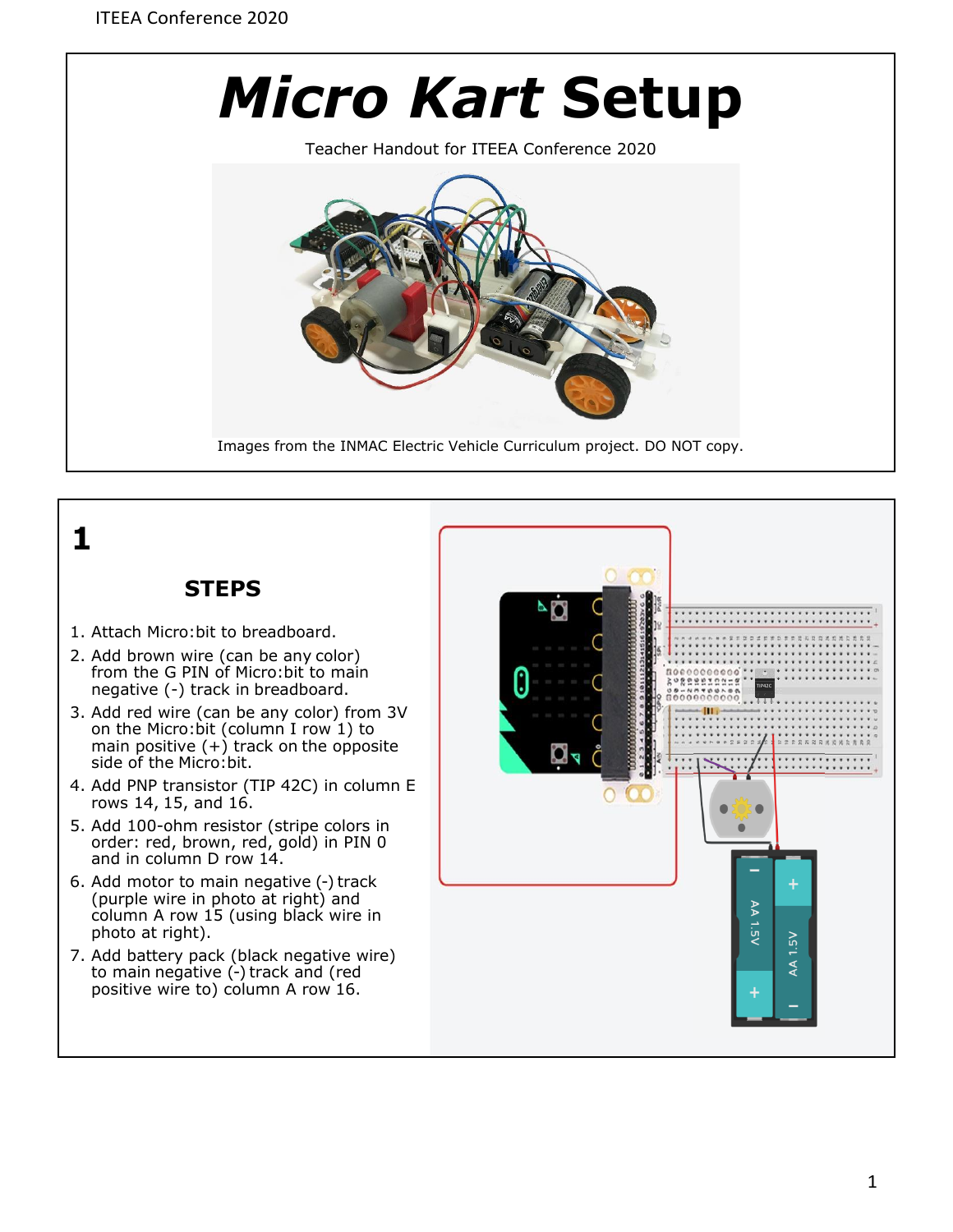# *Micro Kart* Setup

Teacher Handout for ITEEA Conference 2020

Images from the INMAC Electric Vehicle Curriculum project. DO NOT copy.

## 1

### STEPS

1. Attach Micro:bit to breadboard.
2. Add brown wire (can be any color) from the G PIN of Micro:bit to main negative (-) track in breadboard.
3. Add red wire (can be any color) from 3V on the Micro:bit (column I row 1) to main positive (+) track on the opposite side of the Micro:bit.
4. Add PNP transistor (TIP 42C) in column E rows 14, 15, and 16.
5. Add 100-ohm resistor (stripe colors in order: red, brown, red, gold) in PIN 0 and in column D row 14.
6. Add motor to main negative (-) track (purple wire in photo at right) and column A row 15 (using black wire in photo at right).
7. Add battery pack (black negative wire) to main negative (-) track and (red positive wire to) column A row 16.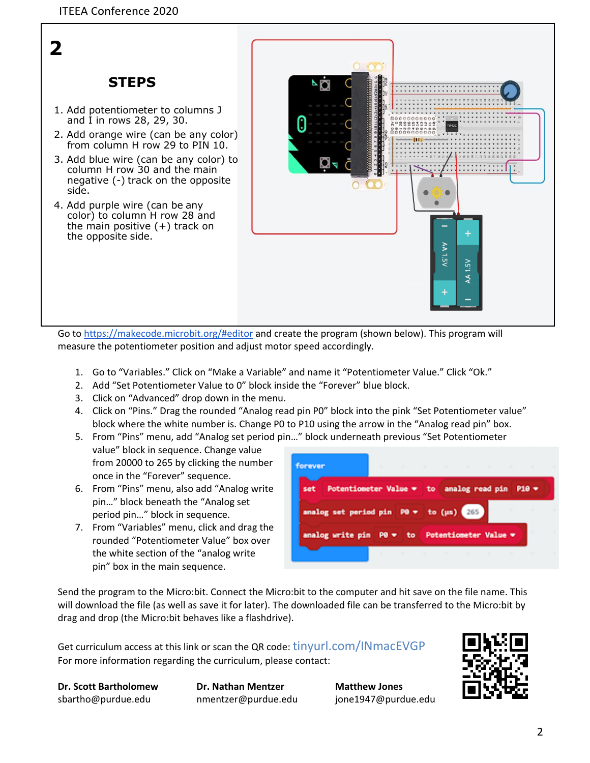## 2

### STEPS

1. Add potentiometer to columns J and I in rows 28, 29, 30.
2. Add orange wire (can be any color) from column H row 29 to PIN 10.
3. Add blue wire (can be any color) to column H row 30 and the main negative (-) track on the opposite side.
4. Add purple wire (can be any color) to column H row 28 and the main positive (+) track on the opposite side.

Go to https://makecode.microbit.org/#editor and create the program (shown below). This program will measure the potentiometer position and adjust motor speed accordingly.

1. Go to "Variables." Click on "Make a Variable" and name it "Potentiometer Value." Click "Ok."
2. Add "Set Potentiometer Value to 0" block inside the "Forever" blue block.
3. Click on "Advanced" drop down in the menu.
4. Click on "Pins." Drag the rounded "Analog read pin P0" block into the pink "Set Potentiometer value" block where the white number is. Change P0 to P10 using the arrow in the "Analog read pin" box.
5. From "Pins" menu, add "Analog set period pin…" block underneath previous "Set Potentiometer value" block in sequence. Change value from 20000 to 265 by clicking the number once in the "Forever" sequence.
6. From "Pins" menu, also add "Analog write pin…" block beneath the "Analog set period pin…" block in sequence.
7. From "Variables" menu, click and drag the rounded "Potentiometer Value" box over the white section of the "analog write pin" box in the main sequence.

```
forever
  set Potentiometer Value to analog read pin P10
  analog set period pin P0 to (µs) 265
  analog write pin P0 to Potentiometer Value
```

Send the program to the Micro:bit. Connect the Micro:bit to the computer and hit save on the file name. This will download the file (as well as save it for later). The downloaded file can be transferred to the Micro:bit by drag and drop (the Micro:bit behaves like a flashdrive).

Get curriculum access at this link or scan the QR code: tinyurl.com/INmacEVGP

For more information regarding the curriculum, please contact:

**Dr. Scott Bartholomew**
sbartho@purdue.edu

**Dr. Nathan Mentzer**
nmentzer@purdue.edu

**Matthew Jones**
jone1947@purdue.edu